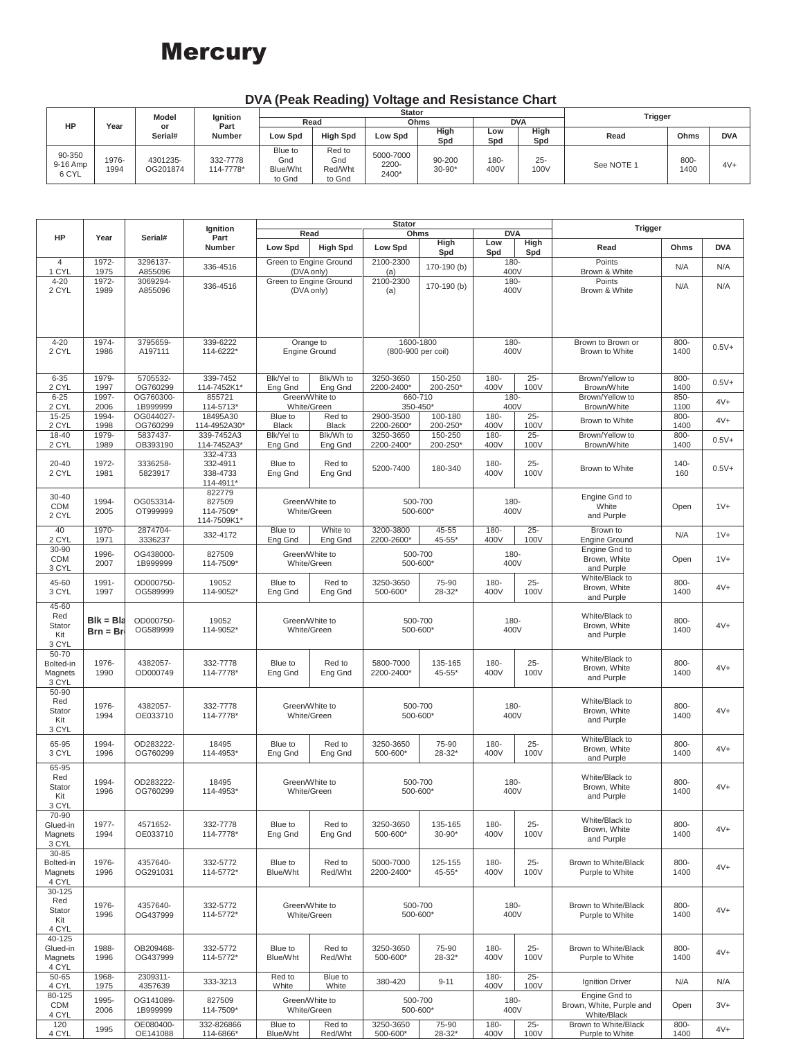# Mercury

## DVA (Peak Reading) Voltage and Resistance Chart

| HP | Year | Model or Serial# | Ignition Part Number | Stator | | | | | | Trigger | | |
|---|---|---|---|---|---|---|---|---|---|---|---|---|
| | | | | Read | | Ohms | | DVA | | | | |
| | | | | Low Spd | High Spd | Low Spd | High Spd | Low Spd | High Spd | Read | Ohms | DVA |
| 90-350 9-16 Amp 6 CYL | 1976-1994 | 4301235-OG201874 | 332-7778 114-7778* | Blue to Gnd Blue/Wht to Gnd | Red to Gnd Red/Wht to Gnd | 5000-7000 2200-2400* | 90-200 30-90* | 180-400V | 25-100V | See NOTE 1 | 800-1400 | 4V+ |

| HP | Year | Serial# | Ignition Part Number | Stator | | | | | | Trigger | | |
|---|---|---|---|---|---|---|---|---|---|---|---|---|
| | | | | Read | | Ohms | | DVA | | | | |
| | | | | Low Spd | High Spd | Low Spd | High Spd | Low Spd | High Spd | Read | Ohms | DVA |
| 4 1 CYL | 1972-1975 | 3296137-A855096 | 336-4516 | Green to Engine Ground (DVA only) | | 2100-2300 (a) | 170-190 (b) | 180-400V | | Points Brown & White | N/A | N/A |
| 4-20 2 CYL | 1972-1989 | 3069294-A855096 | 336-4516 | Green to Engine Ground (DVA only) | | 2100-2300 (a) | 170-190 (b) | 180-400V | | Points Brown & White | N/A | N/A |
| 4-20 2 CYL | 1974-1986 | 3795659-A197111 | 339-6222 114-6222* | Orange to Engine Ground | | 1600-1800 (800-900 per coil) | | 180-400V | | Brown to Brown or Brown to White | 800-1400 | 0.5V+ |
| 6-35 2 CYL | 1979-1997 | 5705532-OG760299 | 339-7452 114-7452K1* | Blk/Yel to Eng Gnd | Blk/Wh to Eng Gnd | 3250-3650 2200-2400* | 150-250 200-250* | 180-400V | 25-100V | Brown/Yellow to Brown/White | 800-1400 | 0.5V+ |
| 6-25 2 CYL | 1997-2006 | OG760300-1B999999 | 855721 114-5713* | Green/White to White/Green | | 660-710 350-450* | | 180-400V | | Brown/Yellow to Brown/White | 850-1100 | 4V+ |
| 15-25 2 CYL | 1994-1998 | OG044027-OG760299 | 18495A30 114-4952A30* | Blue to Black | Red to Black | 2900-3500 2200-2600* | 100-180 200-250* | 180-400V | 25-100V | Brown to White | 800-1400 | 4V+ |
| 18-40 2 CYL | 1979-1989 | 5837437-OB393190 | 339-7452A3 114-7452A3* | Blk/Yel to Eng Gnd | Blk/Wh to Eng Gnd | 3250-3650 2200-2400* | 150-250 200-250* | 180-400V | 25-100V | Brown/Yellow to Brown/White | 800-1400 | 0.5V+ |
| 20-40 2 CYL | 1972-1981 | 3336258-5823917 | 332-4733 332-4911 338-4733 114-4911* | Blue to Eng Gnd | Red to Eng Gnd | 5200-7400 | 180-340 | 180-400V | 25-100V | Brown to White | 140-160 | 0.5V+ |
| 30-40 CDM 2 CYL | 1994-2005 | OG053314-OT999999 | 822779 827509 114-7509* 114-7509K1* | Green/White to White/Green | | 500-700 500-600* | | 180-400V | | Engine Gnd to White and Purple | Open | 1V+ |
| 40 2 CYL | 1970-1971 | 2874704-3336237 | 332-4172 | Blue to Eng Gnd | White to Eng Gnd | 3200-3800 2200-2600* | 45-55 45-55* | 180-400V | 25-100V | Brown to Engine Ground | N/A | 1V+ |
| 30-90 CDM 3 CYL | 1996-2007 | OG438000-1B999999 | 827509 114-7509* | Green/White to White/Green | | 500-700 500-600* | | 180-400V | | Engine Gnd to Brown, White and Purple | Open | 1V+ |
| 45-60 3 CYL | 1991-1997 | OD000750-OG589999 | 19052 114-9052* | Blue to Eng Gnd | Red to Eng Gnd | 3250-3650 500-600* | 75-90 28-32* | 180-400V | 25-100V | White/Black to Brown, White and Purple | 800-1400 | 4V+ |
| 45-60 Red Stator Kit 3 CYL | Blk = Bla Brn = Br | OD000750-OG589999 | 19052 114-9052* | Green/White to White/Green | | 500-700 500-600* | | 180-400V | | White/Black to Brown, White and Purple | 800-1400 | 4V+ |
| 50-70 Bolted-in Magnets 3 CYL | 1976-1990 | 4382057-OD000749 | 332-7778 114-7778* | Blue to Eng Gnd | Red to Eng Gnd | 5800-7000 2200-2400* | 135-165 45-55* | 180-400V | 25-100V | White/Black to Brown, White and Purple | 800-1400 | 4V+ |
| 50-90 Red Stator Kit 3 CYL | 1976-1994 | 4382057-OE033710 | 332-7778 114-7778* | Green/White to White/Green | | 500-700 500-600* | | 180-400V | | White/Black to Brown, White and Purple | 800-1400 | 4V+ |
| 65-95 3 CYL | 1994-1996 | OD283222-OG760299 | 18495 114-4953* | Blue to Eng Gnd | Red to Eng Gnd | 3250-3650 500-600* | 75-90 28-32* | 180-400V | 25-100V | White/Black to Brown, White and Purple | 800-1400 | 4V+ |
| 65-95 Red Stator Kit 3 CYL | 1994-1996 | OD283222-OG760299 | 18495 114-4953* | Green/White to White/Green | | 500-700 500-600* | | 180-400V | | White/Black to Brown, White and Purple | 800-1400 | 4V+ |
| 70-90 Glued-in Magnets 3 CYL | 1977-1994 | 4571652-OE033710 | 332-7778 114-7778* | Blue to Eng Gnd | Red to Eng Gnd | 3250-3650 500-600* | 135-165 30-90* | 180-400V | 25-100V | White/Black to Brown, White and Purple | 800-1400 | 4V+ |
| 30-85 Bolted-in Magnets 4 CYL | 1976-1996 | 4357640-OG291031 | 332-5772 114-5772* | Blue to Blue/Wht | Red to Red/Wht | 5000-7000 2200-2400* | 125-155 45-55* | 180-400V | 25-100V | Brown to White/Black Purple to White | 800-1400 | 4V+ |
| 30-125 Red Stator Kit 4 CYL | 1976-1996 | 4357640-OG437999 | 332-5772 114-5772* | Green/White to White/Green | | 500-700 500-600* | | 180-400V | | Brown to White/Black Purple to White | 800-1400 | 4V+ |
| 40-125 Glued-in Magnets 4 CYL | 1988-1996 | OB209468-OG437999 | 332-5772 114-5772* | Blue to Blue/Wht | Red to Red/Wht | 3250-3650 500-600* | 75-90 28-32* | 180-400V | 25-100V | Brown to White/Black Purple to White | 800-1400 | 4V+ |
| 50-65 4 CYL | 1968-1975 | 2309311-4357639 | 333-3213 | Red to White | Blue to White | 380-420 | 9-11 | 180-400V | 25-100V | Ignition Driver | N/A | N/A |
| 80-125 CDM 4 CYL | 1995-2006 | OG141089-1B999999 | 827509 114-7509* | Green/White to White/Green | | 500-700 500-600* | | 180-400V | | Engine Gnd to Brown, White, Purple and White/Black | Open | 3V+ |
| 120 4 CYL | 1995 | OE080400-OE141088 | 332-826866 114-6866* | Blue to Blue/Wht | Red to Red/Wht | 3250-3650 500-600* | 75-90 28-32* | 180-400V | 25-100V | Brown to White/Black Purple to White | 800-1400 | 4V+ |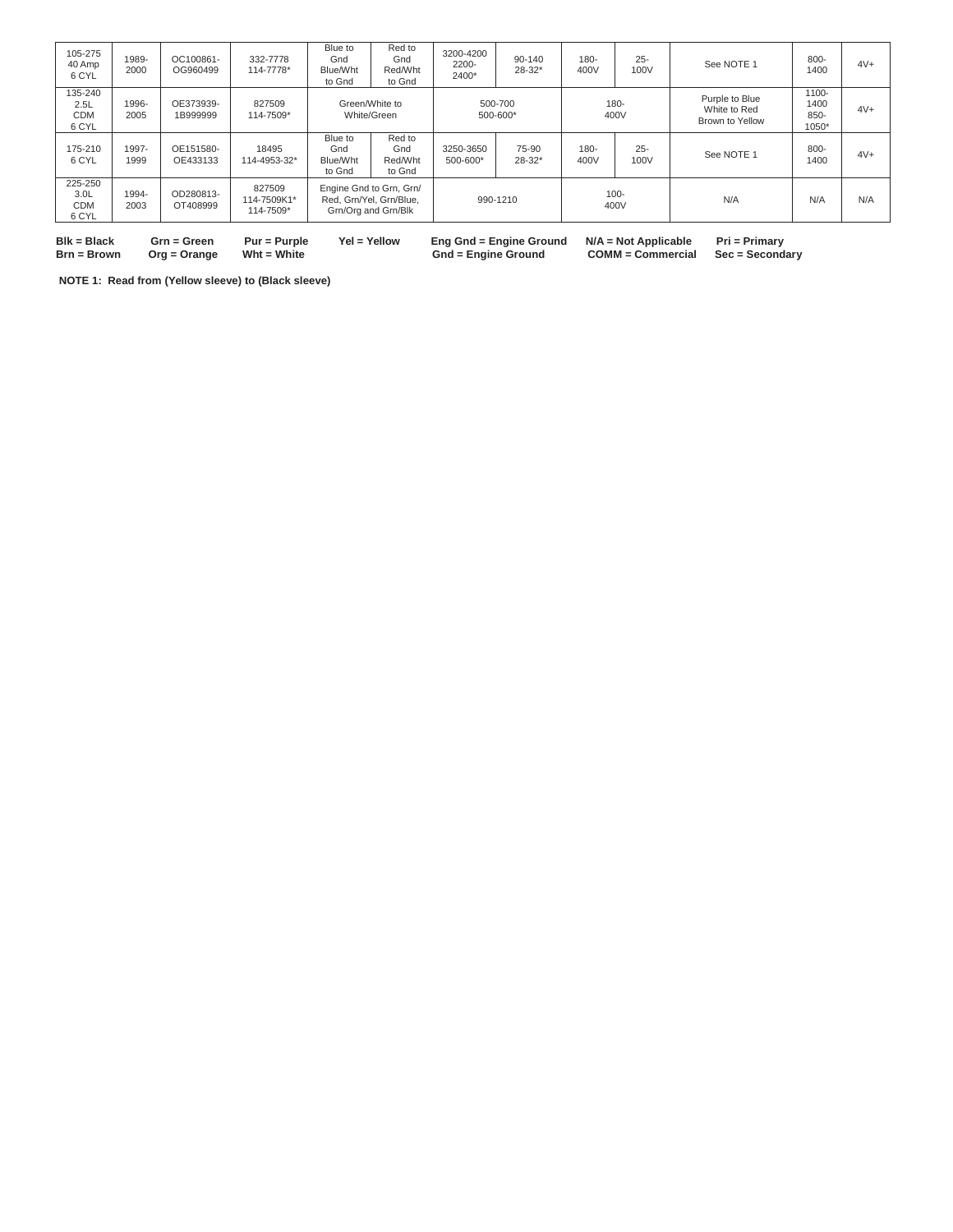| | | | | | | | | | | | | |
|---|---|---|---|---|---|---|---|---|---|---|---|---|
| 105-275 40 Amp 6 CYL | 1989-2000 | OC100861-OG960499 | 332-7778 114-7778* | Blue to Gnd Blue/Wht to Gnd | Red to Gnd Red/Wht to Gnd | 3200-4200 2200-2400* | 90-140 28-32* | 180-400V | 25-100V | See NOTE 1 | 800-1400 | 4V+ |
| 135-240 2.5L CDM 6 CYL | 1996-2005 | OE373939-1B999999 | 827509 114-7509* | Green/White to White/Green | | 500-700 500-600* | | 180-400V | | Purple to Blue White to Red Brown to Yellow | 1100-1400 850-1050* | 4V+ |
| 175-210 6 CYL | 1997-1999 | OE151580-OE433133 | 18495 114-4953-32* | Blue to Gnd Blue/Wht to Gnd | Red to Gnd Red/Wht to Gnd | 3250-3650 500-600* | 75-90 28-32* | 180-400V | 25-100V | See NOTE 1 | 800-1400 | 4V+ |
| 225-250 3.0L CDM 6 CYL | 1994-2003 | OD280813-OT408999 | 827509 114-7509K1* 114-7509* | Engine Gnd to Grn, Grn/Red, Grn/Yel, Grn/Blue, Grn/Org and Grn/Blk | | 990-1210 | | 100-400V | | N/A | N/A | N/A |

**Blk = Black** **Grn = Green** **Pur = Purple** **Yel = Yellow** **Eng Gnd = Engine Ground** **N/A = Not Applicable** **Pri = Primary**
**Brn = Brown** **Org = Orange** **Wht = White** **Gnd = Engine Ground** **COMM = Commercial** **Sec = Secondary**

**NOTE 1: Read from (Yellow sleeve) to (Black sleeve)**